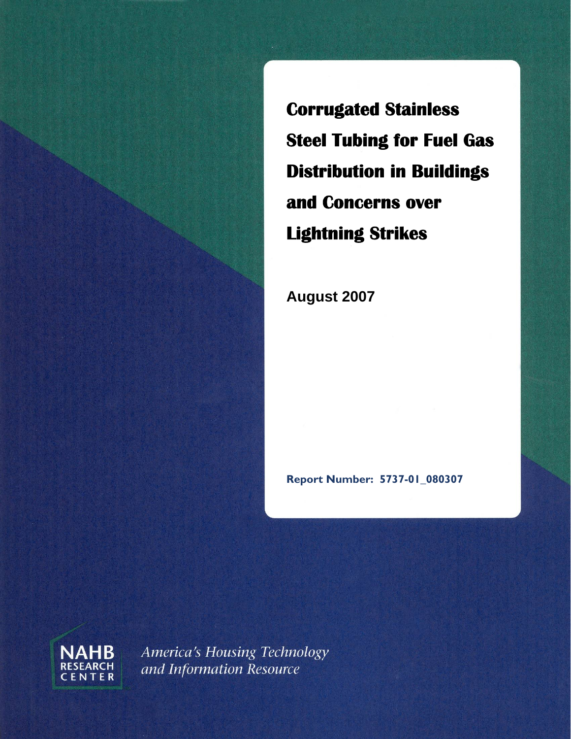# Corrugated Stainless Steel Tubing for Fuel Gas Distribution in Buildings and Concerns over Lightning Strikes

**August 2007**

**Report Number: 5737-01_080307**

NAHB RESEARCH CENTER

*America's Housing Technology and Information Resource*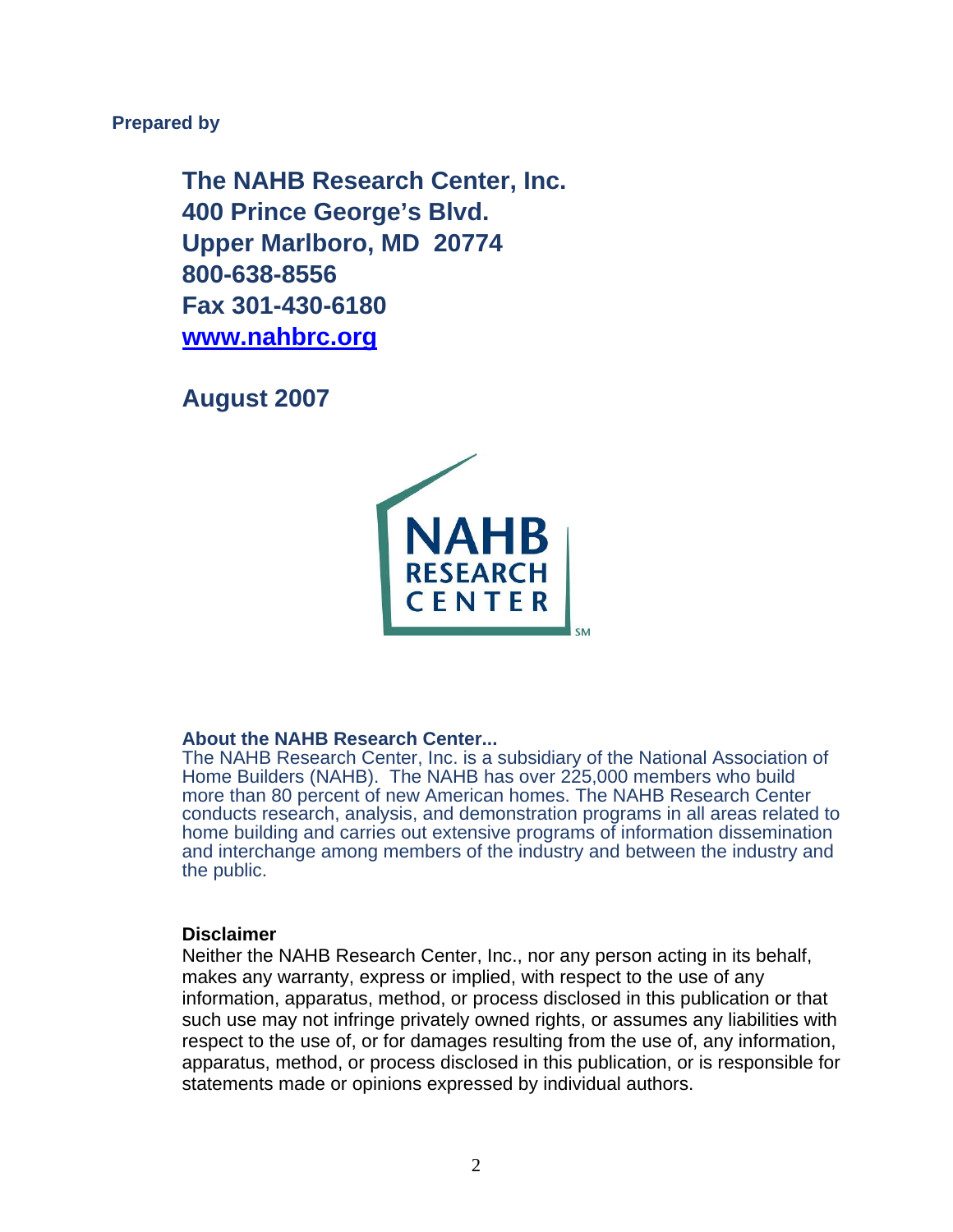**Prepared by**

**The NAHB Research Center, Inc.**
**400 Prince George's Blvd.**
**Upper Marlboro, MD 20774**
**800-638-8556**
**Fax 301-430-6180**
**[www.nahbrc.org](http://www.nahbrc.org)**

**August 2007**

NAHB RESEARCH CENTER SM

**About the NAHB Research Center...**
The NAHB Research Center, Inc. is a subsidiary of the National Association of Home Builders (NAHB). The NAHB has over 225,000 members who build more than 80 percent of new American homes. The NAHB Research Center conducts research, analysis, and demonstration programs in all areas related to home building and carries out extensive programs of information dissemination and interchange among members of the industry and between the industry and the public.

**Disclaimer**
Neither the NAHB Research Center, Inc., nor any person acting in its behalf, makes any warranty, express or implied, with respect to the use of any information, apparatus, method, or process disclosed in this publication or that such use may not infringe privately owned rights, or assumes any liabilities with respect to the use of, or for damages resulting from the use of, any information, apparatus, method, or process disclosed in this publication, or is responsible for statements made or opinions expressed by individual authors.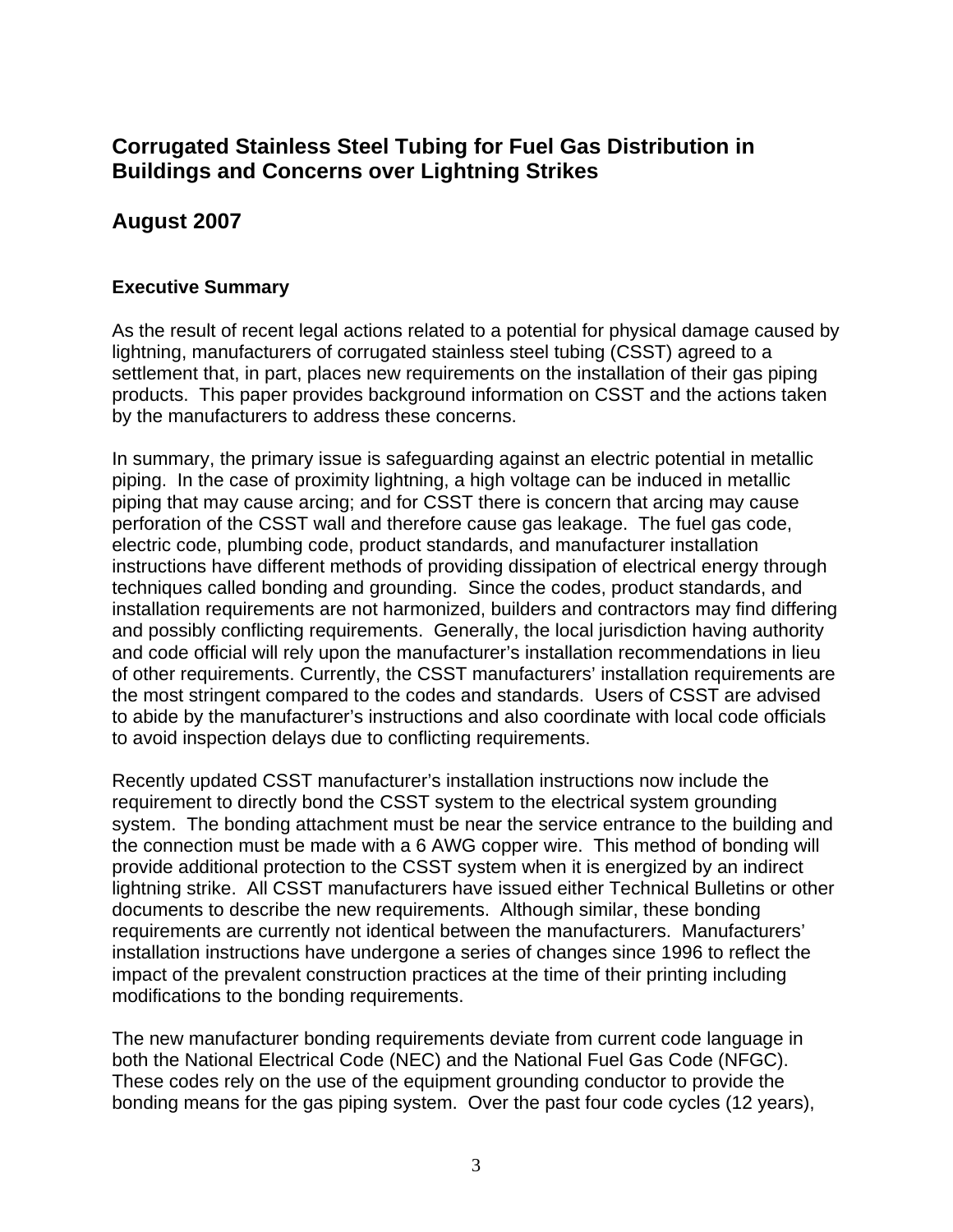# Corrugated Stainless Steel Tubing for Fuel Gas Distribution in Buildings and Concerns over Lightning Strikes

## August 2007

### Executive Summary

As the result of recent legal actions related to a potential for physical damage caused by lightning, manufacturers of corrugated stainless steel tubing (CSST) agreed to a settlement that, in part, places new requirements on the installation of their gas piping products. This paper provides background information on CSST and the actions taken by the manufacturers to address these concerns.

In summary, the primary issue is safeguarding against an electric potential in metallic piping. In the case of proximity lightning, a high voltage can be induced in metallic piping that may cause arcing; and for CSST there is concern that arcing may cause perforation of the CSST wall and therefore cause gas leakage. The fuel gas code, electric code, plumbing code, product standards, and manufacturer installation instructions have different methods of providing dissipation of electrical energy through techniques called bonding and grounding. Since the codes, product standards, and installation requirements are not harmonized, builders and contractors may find differing and possibly conflicting requirements. Generally, the local jurisdiction having authority and code official will rely upon the manufacturer's installation recommendations in lieu of other requirements. Currently, the CSST manufacturers' installation requirements are the most stringent compared to the codes and standards. Users of CSST are advised to abide by the manufacturer's instructions and also coordinate with local code officials to avoid inspection delays due to conflicting requirements.

Recently updated CSST manufacturer's installation instructions now include the requirement to directly bond the CSST system to the electrical system grounding system. The bonding attachment must be near the service entrance to the building and the connection must be made with a 6 AWG copper wire. This method of bonding will provide additional protection to the CSST system when it is energized by an indirect lightning strike. All CSST manufacturers have issued either Technical Bulletins or other documents to describe the new requirements. Although similar, these bonding requirements are currently not identical between the manufacturers. Manufacturers' installation instructions have undergone a series of changes since 1996 to reflect the impact of the prevalent construction practices at the time of their printing including modifications to the bonding requirements.

The new manufacturer bonding requirements deviate from current code language in both the National Electrical Code (NEC) and the National Fuel Gas Code (NFGC). These codes rely on the use of the equipment grounding conductor to provide the bonding means for the gas piping system. Over the past four code cycles (12 years),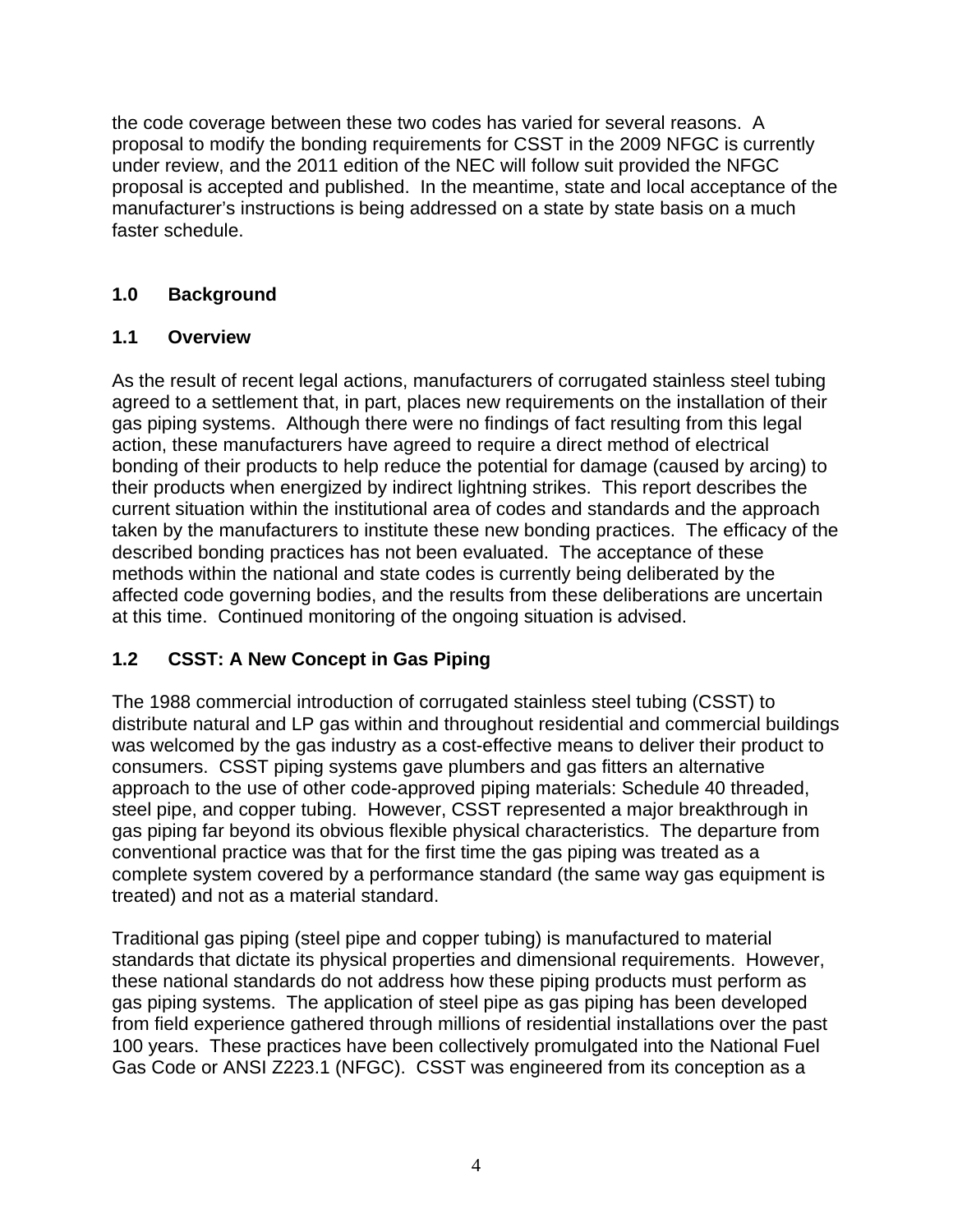the code coverage between these two codes has varied for several reasons. A proposal to modify the bonding requirements for CSST in the 2009 NFGC is currently under review, and the 2011 edition of the NEC will follow suit provided the NFGC proposal is accepted and published. In the meantime, state and local acceptance of the manufacturer's instructions is being addressed on a state by state basis on a much faster schedule.

## 1.0 Background

### 1.1 Overview

As the result of recent legal actions, manufacturers of corrugated stainless steel tubing agreed to a settlement that, in part, places new requirements on the installation of their gas piping systems. Although there were no findings of fact resulting from this legal action, these manufacturers have agreed to require a direct method of electrical bonding of their products to help reduce the potential for damage (caused by arcing) to their products when energized by indirect lightning strikes. This report describes the current situation within the institutional area of codes and standards and the approach taken by the manufacturers to institute these new bonding practices. The efficacy of the described bonding practices has not been evaluated. The acceptance of these methods within the national and state codes is currently being deliberated by the affected code governing bodies, and the results from these deliberations are uncertain at this time. Continued monitoring of the ongoing situation is advised.

### 1.2 CSST: A New Concept in Gas Piping

The 1988 commercial introduction of corrugated stainless steel tubing (CSST) to distribute natural and LP gas within and throughout residential and commercial buildings was welcomed by the gas industry as a cost-effective means to deliver their product to consumers. CSST piping systems gave plumbers and gas fitters an alternative approach to the use of other code-approved piping materials: Schedule 40 threaded, steel pipe, and copper tubing. However, CSST represented a major breakthrough in gas piping far beyond its obvious flexible physical characteristics. The departure from conventional practice was that for the first time the gas piping was treated as a complete system covered by a performance standard (the same way gas equipment is treated) and not as a material standard.

Traditional gas piping (steel pipe and copper tubing) is manufactured to material standards that dictate its physical properties and dimensional requirements. However, these national standards do not address how these piping products must perform as gas piping systems. The application of steel pipe as gas piping has been developed from field experience gathered through millions of residential installations over the past 100 years. These practices have been collectively promulgated into the National Fuel Gas Code or ANSI Z223.1 (NFGC). CSST was engineered from its conception as a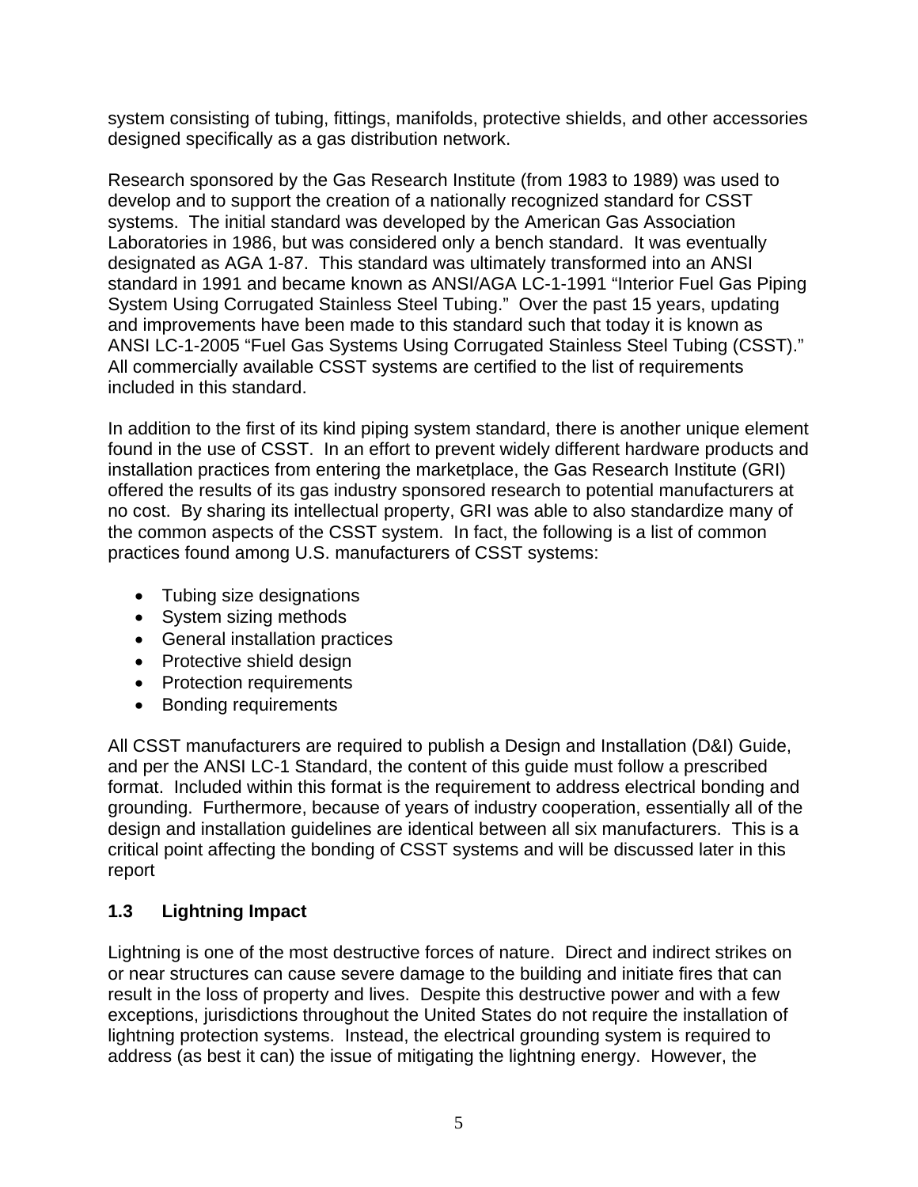system consisting of tubing, fittings, manifolds, protective shields, and other accessories designed specifically as a gas distribution network.

Research sponsored by the Gas Research Institute (from 1983 to 1989) was used to develop and to support the creation of a nationally recognized standard for CSST systems. The initial standard was developed by the American Gas Association Laboratories in 1986, but was considered only a bench standard. It was eventually designated as AGA 1-87. This standard was ultimately transformed into an ANSI standard in 1991 and became known as ANSI/AGA LC-1-1991 "Interior Fuel Gas Piping System Using Corrugated Stainless Steel Tubing." Over the past 15 years, updating and improvements have been made to this standard such that today it is known as ANSI LC-1-2005 "Fuel Gas Systems Using Corrugated Stainless Steel Tubing (CSST)." All commercially available CSST systems are certified to the list of requirements included in this standard.

In addition to the first of its kind piping system standard, there is another unique element found in the use of CSST. In an effort to prevent widely different hardware products and installation practices from entering the marketplace, the Gas Research Institute (GRI) offered the results of its gas industry sponsored research to potential manufacturers at no cost. By sharing its intellectual property, GRI was able to also standardize many of the common aspects of the CSST system. In fact, the following is a list of common practices found among U.S. manufacturers of CSST systems:

- Tubing size designations
- System sizing methods
- General installation practices
- Protective shield design
- Protection requirements
- Bonding requirements

All CSST manufacturers are required to publish a Design and Installation (D&I) Guide, and per the ANSI LC-1 Standard, the content of this guide must follow a prescribed format. Included within this format is the requirement to address electrical bonding and grounding. Furthermore, because of years of industry cooperation, essentially all of the design and installation guidelines are identical between all six manufacturers. This is a critical point affecting the bonding of CSST systems and will be discussed later in this report

### 1.3 Lightning Impact

Lightning is one of the most destructive forces of nature. Direct and indirect strikes on or near structures can cause severe damage to the building and initiate fires that can result in the loss of property and lives. Despite this destructive power and with a few exceptions, jurisdictions throughout the United States do not require the installation of lightning protection systems. Instead, the electrical grounding system is required to address (as best it can) the issue of mitigating the lightning energy. However, the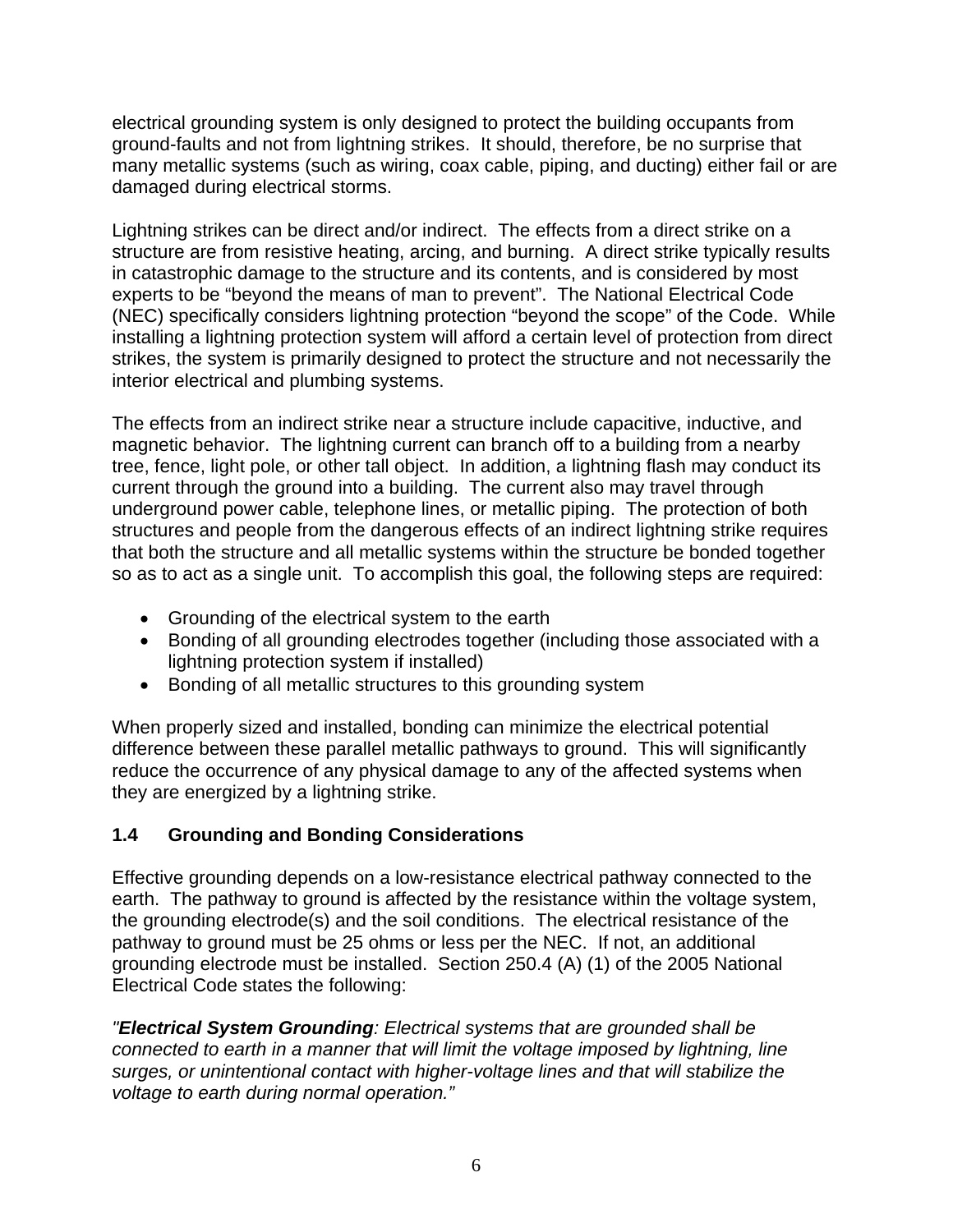electrical grounding system is only designed to protect the building occupants from ground-faults and not from lightning strikes. It should, therefore, be no surprise that many metallic systems (such as wiring, coax cable, piping, and ducting) either fail or are damaged during electrical storms.

Lightning strikes can be direct and/or indirect. The effects from a direct strike on a structure are from resistive heating, arcing, and burning. A direct strike typically results in catastrophic damage to the structure and its contents, and is considered by most experts to be "beyond the means of man to prevent". The National Electrical Code (NEC) specifically considers lightning protection "beyond the scope" of the Code. While installing a lightning protection system will afford a certain level of protection from direct strikes, the system is primarily designed to protect the structure and not necessarily the interior electrical and plumbing systems.

The effects from an indirect strike near a structure include capacitive, inductive, and magnetic behavior. The lightning current can branch off to a building from a nearby tree, fence, light pole, or other tall object. In addition, a lightning flash may conduct its current through the ground into a building. The current also may travel through underground power cable, telephone lines, or metallic piping. The protection of both structures and people from the dangerous effects of an indirect lightning strike requires that both the structure and all metallic systems within the structure be bonded together so as to act as a single unit. To accomplish this goal, the following steps are required:

- Grounding of the electrical system to the earth
- Bonding of all grounding electrodes together (including those associated with a lightning protection system if installed)
- Bonding of all metallic structures to this grounding system

When properly sized and installed, bonding can minimize the electrical potential difference between these parallel metallic pathways to ground. This will significantly reduce the occurrence of any physical damage to any of the affected systems when they are energized by a lightning strike.

## 1.4 Grounding and Bonding Considerations

Effective grounding depends on a low-resistance electrical pathway connected to the earth. The pathway to ground is affected by the resistance within the voltage system, the grounding electrode(s) and the soil conditions. The electrical resistance of the pathway to ground must be 25 ohms or less per the NEC. If not, an additional grounding electrode must be installed. Section 250.4 (A) (1) of the 2005 National Electrical Code states the following:

*"**Electrical System Grounding**: Electrical systems that are grounded shall be connected to earth in a manner that will limit the voltage imposed by lightning, line surges, or unintentional contact with higher-voltage lines and that will stabilize the voltage to earth during normal operation."*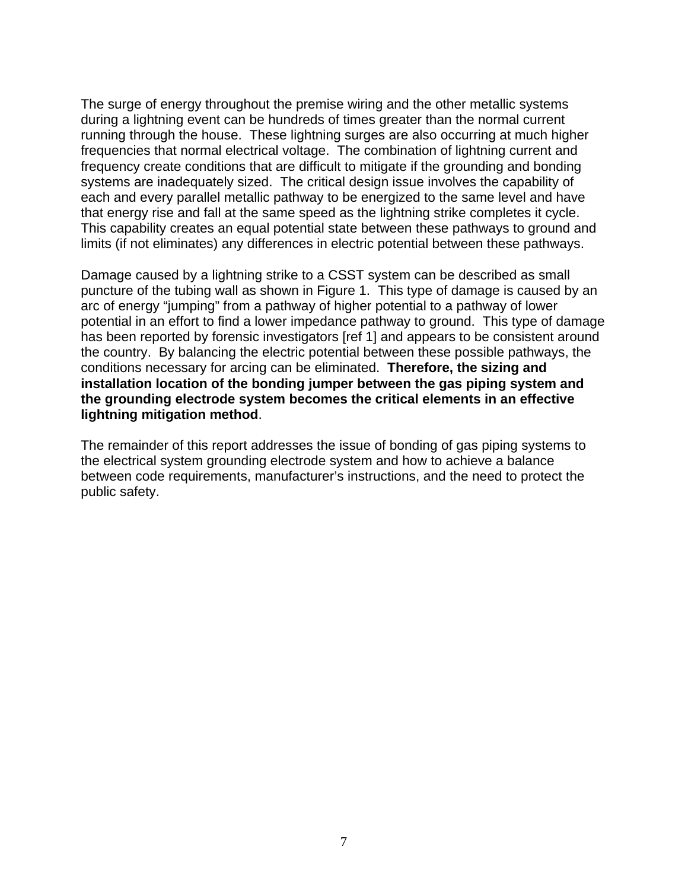The surge of energy throughout the premise wiring and the other metallic systems during a lightning event can be hundreds of times greater than the normal current running through the house. These lightning surges are also occurring at much higher frequencies that normal electrical voltage. The combination of lightning current and frequency create conditions that are difficult to mitigate if the grounding and bonding systems are inadequately sized. The critical design issue involves the capability of each and every parallel metallic pathway to be energized to the same level and have that energy rise and fall at the same speed as the lightning strike completes it cycle. This capability creates an equal potential state between these pathways to ground and limits (if not eliminates) any differences in electric potential between these pathways.

Damage caused by a lightning strike to a CSST system can be described as small puncture of the tubing wall as shown in Figure 1. This type of damage is caused by an arc of energy "jumping" from a pathway of higher potential to a pathway of lower potential in an effort to find a lower impedance pathway to ground. This type of damage has been reported by forensic investigators [ref 1] and appears to be consistent around the country. By balancing the electric potential between these possible pathways, the conditions necessary for arcing can be eliminated. **Therefore, the sizing and installation location of the bonding jumper between the gas piping system and the grounding electrode system becomes the critical elements in an effective lightning mitigation method**.

The remainder of this report addresses the issue of bonding of gas piping systems to the electrical system grounding electrode system and how to achieve a balance between code requirements, manufacturer's instructions, and the need to protect the public safety.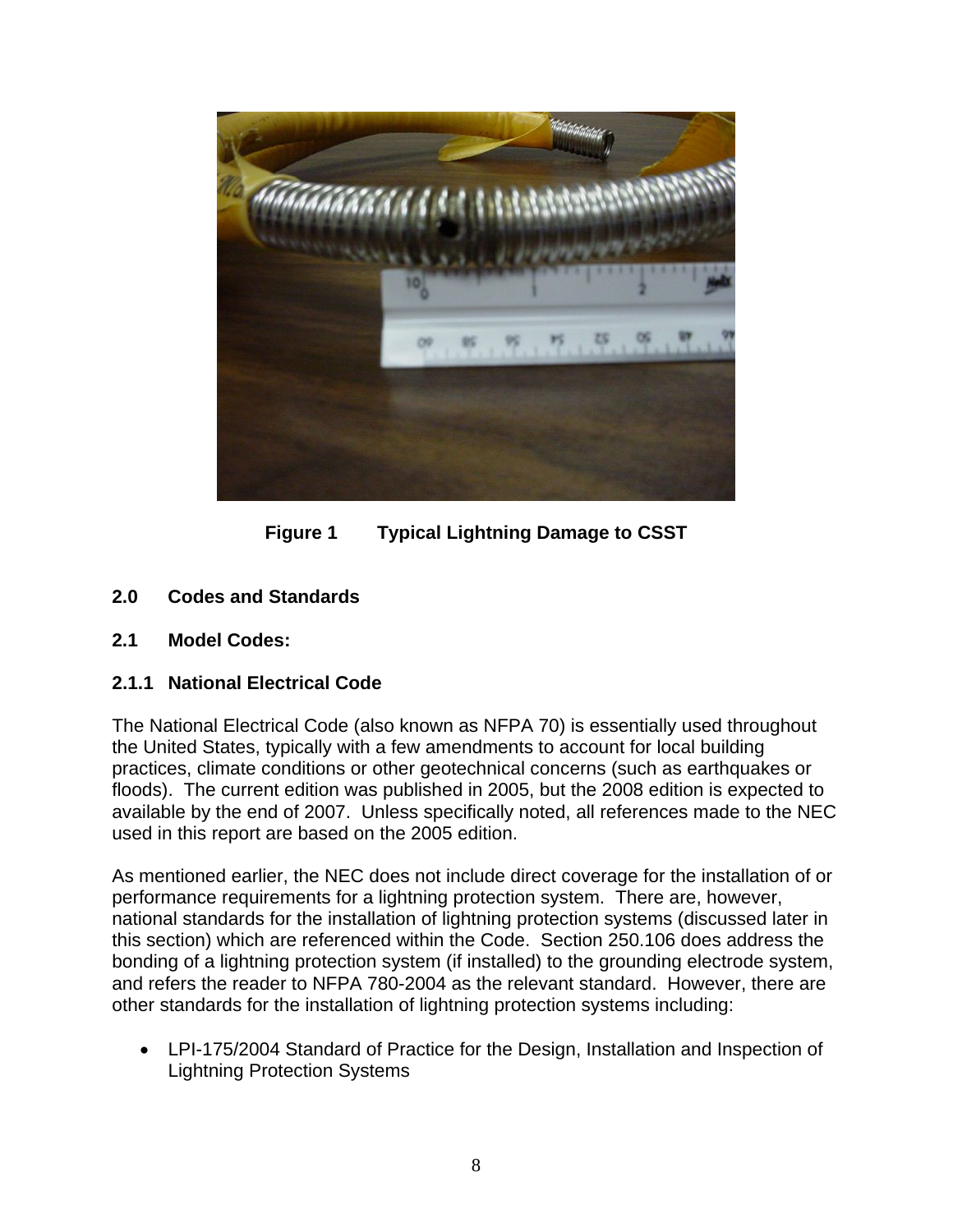**Figure 1 Typical Lightning Damage to CSST**

## 2.0 Codes and Standards

### 2.1 Model Codes:

#### 2.1.1 National Electrical Code

The National Electrical Code (also known as NFPA 70) is essentially used throughout the United States, typically with a few amendments to account for local building practices, climate conditions or other geotechnical concerns (such as earthquakes or floods). The current edition was published in 2005, but the 2008 edition is expected to available by the end of 2007. Unless specifically noted, all references made to the NEC used in this report are based on the 2005 edition.

As mentioned earlier, the NEC does not include direct coverage for the installation of or performance requirements for a lightning protection system. There are, however, national standards for the installation of lightning protection systems (discussed later in this section) which are referenced within the Code. Section 250.106 does address the bonding of a lightning protection system (if installed) to the grounding electrode system, and refers the reader to NFPA 780-2004 as the relevant standard. However, there are other standards for the installation of lightning protection systems including:

- LPI-175/2004 Standard of Practice for the Design, Installation and Inspection of Lightning Protection Systems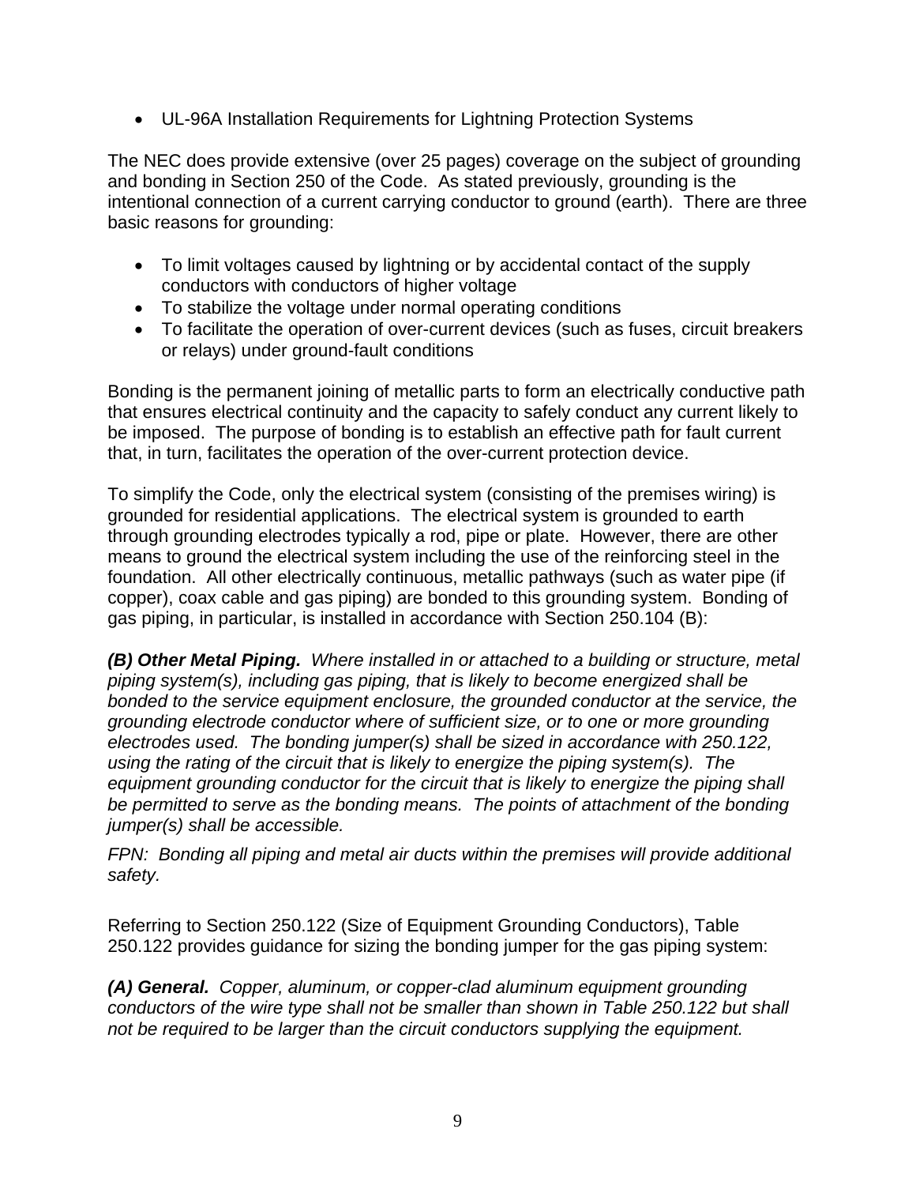- UL-96A Installation Requirements for Lightning Protection Systems

The NEC does provide extensive (over 25 pages) coverage on the subject of grounding and bonding in Section 250 of the Code. As stated previously, grounding is the intentional connection of a current carrying conductor to ground (earth). There are three basic reasons for grounding:

- To limit voltages caused by lightning or by accidental contact of the supply conductors with conductors of higher voltage
- To stabilize the voltage under normal operating conditions
- To facilitate the operation of over-current devices (such as fuses, circuit breakers or relays) under ground-fault conditions

Bonding is the permanent joining of metallic parts to form an electrically conductive path that ensures electrical continuity and the capacity to safely conduct any current likely to be imposed. The purpose of bonding is to establish an effective path for fault current that, in turn, facilitates the operation of the over-current protection device.

To simplify the Code, only the electrical system (consisting of the premises wiring) is grounded for residential applications. The electrical system is grounded to earth through grounding electrodes typically a rod, pipe or plate. However, there are other means to ground the electrical system including the use of the reinforcing steel in the foundation. All other electrically continuous, metallic pathways (such as water pipe (if copper), coax cable and gas piping) are bonded to this grounding system. Bonding of gas piping, in particular, is installed in accordance with Section 250.104 (B):

***(B) Other Metal Piping.*** *Where installed in or attached to a building or structure, metal piping system(s), including gas piping, that is likely to become energized shall be bonded to the service equipment enclosure, the grounded conductor at the service, the grounding electrode conductor where of sufficient size, or to one or more grounding electrodes used. The bonding jumper(s) shall be sized in accordance with 250.122, using the rating of the circuit that is likely to energize the piping system(s). The equipment grounding conductor for the circuit that is likely to energize the piping shall be permitted to serve as the bonding means. The points of attachment of the bonding jumper(s) shall be accessible.*

*FPN: Bonding all piping and metal air ducts within the premises will provide additional safety.*

Referring to Section 250.122 (Size of Equipment Grounding Conductors), Table 250.122 provides guidance for sizing the bonding jumper for the gas piping system:

***(A) General.*** *Copper, aluminum, or copper-clad aluminum equipment grounding conductors of the wire type shall not be smaller than shown in Table 250.122 but shall not be required to be larger than the circuit conductors supplying the equipment.*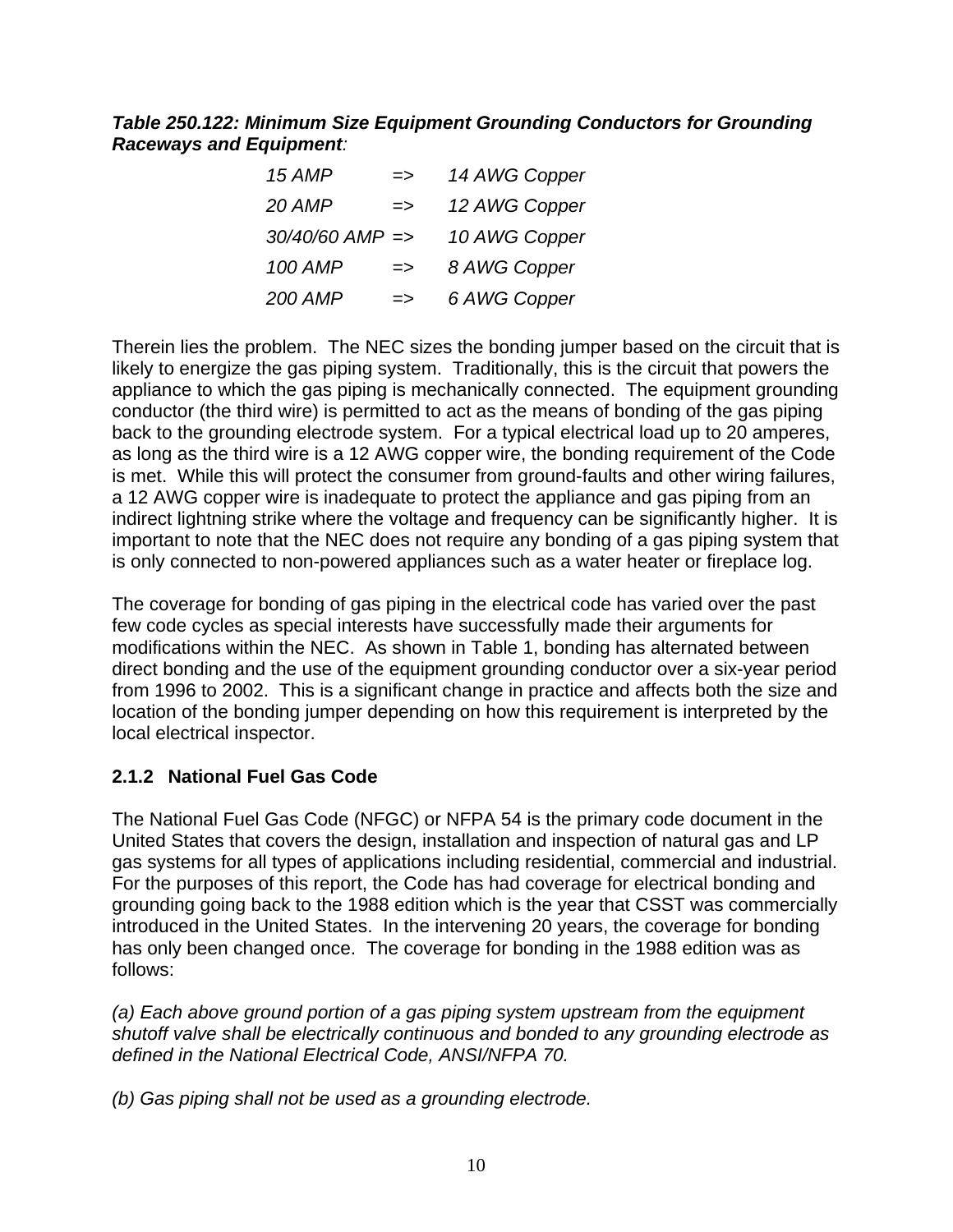***Table 250.122: Minimum Size Equipment Grounding Conductors for Grounding Raceways and Equipment****:*

| | | |
|---|---|---|
| *15 AMP* | => | *14 AWG Copper* |
| *20 AMP* | => | *12 AWG Copper* |
| *30/40/60 AMP* | => | *10 AWG Copper* |
| *100 AMP* | => | *8 AWG Copper* |
| *200 AMP* | => | *6 AWG Copper* |

Therein lies the problem. The NEC sizes the bonding jumper based on the circuit that is likely to energize the gas piping system. Traditionally, this is the circuit that powers the appliance to which the gas piping is mechanically connected. The equipment grounding conductor (the third wire) is permitted to act as the means of bonding of the gas piping back to the grounding electrode system. For a typical electrical load up to 20 amperes, as long as the third wire is a 12 AWG copper wire, the bonding requirement of the Code is met. While this will protect the consumer from ground-faults and other wiring failures, a 12 AWG copper wire is inadequate to protect the appliance and gas piping from an indirect lightning strike where the voltage and frequency can be significantly higher. It is important to note that the NEC does not require any bonding of a gas piping system that is only connected to non-powered appliances such as a water heater or fireplace log.

The coverage for bonding of gas piping in the electrical code has varied over the past few code cycles as special interests have successfully made their arguments for modifications within the NEC. As shown in Table 1, bonding has alternated between direct bonding and the use of the equipment grounding conductor over a six-year period from 1996 to 2002. This is a significant change in practice and affects both the size and location of the bonding jumper depending on how this requirement is interpreted by the local electrical inspector.

### 2.1.2 National Fuel Gas Code

The National Fuel Gas Code (NFGC) or NFPA 54 is the primary code document in the United States that covers the design, installation and inspection of natural gas and LP gas systems for all types of applications including residential, commercial and industrial. For the purposes of this report, the Code has had coverage for electrical bonding and grounding going back to the 1988 edition which is the year that CSST was commercially introduced in the United States. In the intervening 20 years, the coverage for bonding has only been changed once. The coverage for bonding in the 1988 edition was as follows:

*(a) Each above ground portion of a gas piping system upstream from the equipment shutoff valve shall be electrically continuous and bonded to any grounding electrode as defined in the National Electrical Code, ANSI/NFPA 70.*

*(b) Gas piping shall not be used as a grounding electrode.*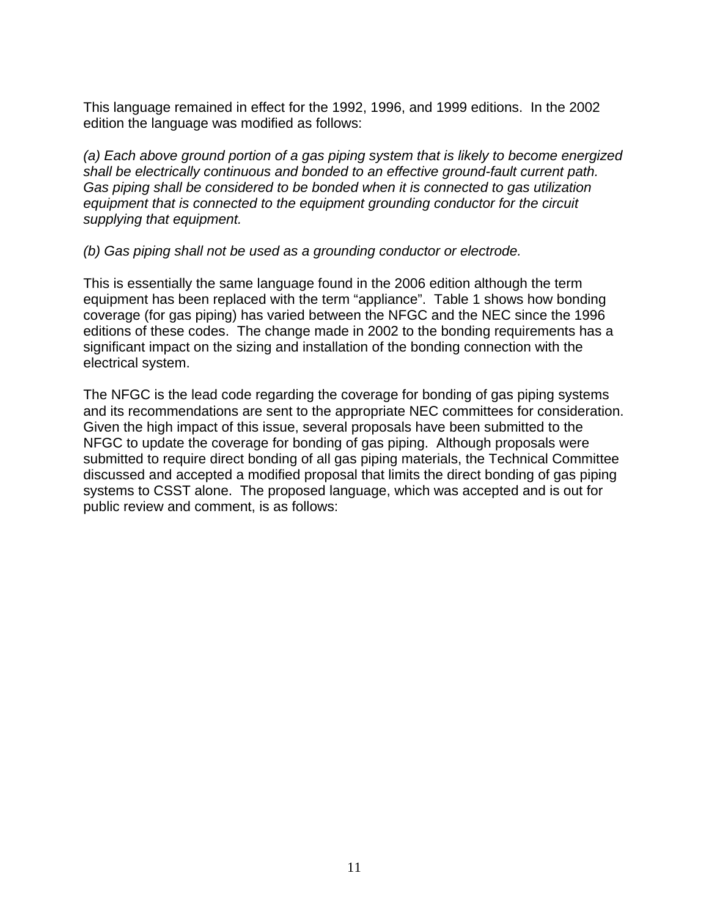This language remained in effect for the 1992, 1996, and 1999 editions. In the 2002 edition the language was modified as follows:

*(a) Each above ground portion of a gas piping system that is likely to become energized shall be electrically continuous and bonded to an effective ground-fault current path. Gas piping shall be considered to be bonded when it is connected to gas utilization equipment that is connected to the equipment grounding conductor for the circuit supplying that equipment.*

*(b) Gas piping shall not be used as a grounding conductor or electrode.*

This is essentially the same language found in the 2006 edition although the term equipment has been replaced with the term "appliance". Table 1 shows how bonding coverage (for gas piping) has varied between the NFGC and the NEC since the 1996 editions of these codes. The change made in 2002 to the bonding requirements has a significant impact on the sizing and installation of the bonding connection with the electrical system.

The NFGC is the lead code regarding the coverage for bonding of gas piping systems and its recommendations are sent to the appropriate NEC committees for consideration. Given the high impact of this issue, several proposals have been submitted to the NFGC to update the coverage for bonding of gas piping. Although proposals were submitted to require direct bonding of all gas piping materials, the Technical Committee discussed and accepted a modified proposal that limits the direct bonding of gas piping systems to CSST alone. The proposed language, which was accepted and is out for public review and comment, is as follows: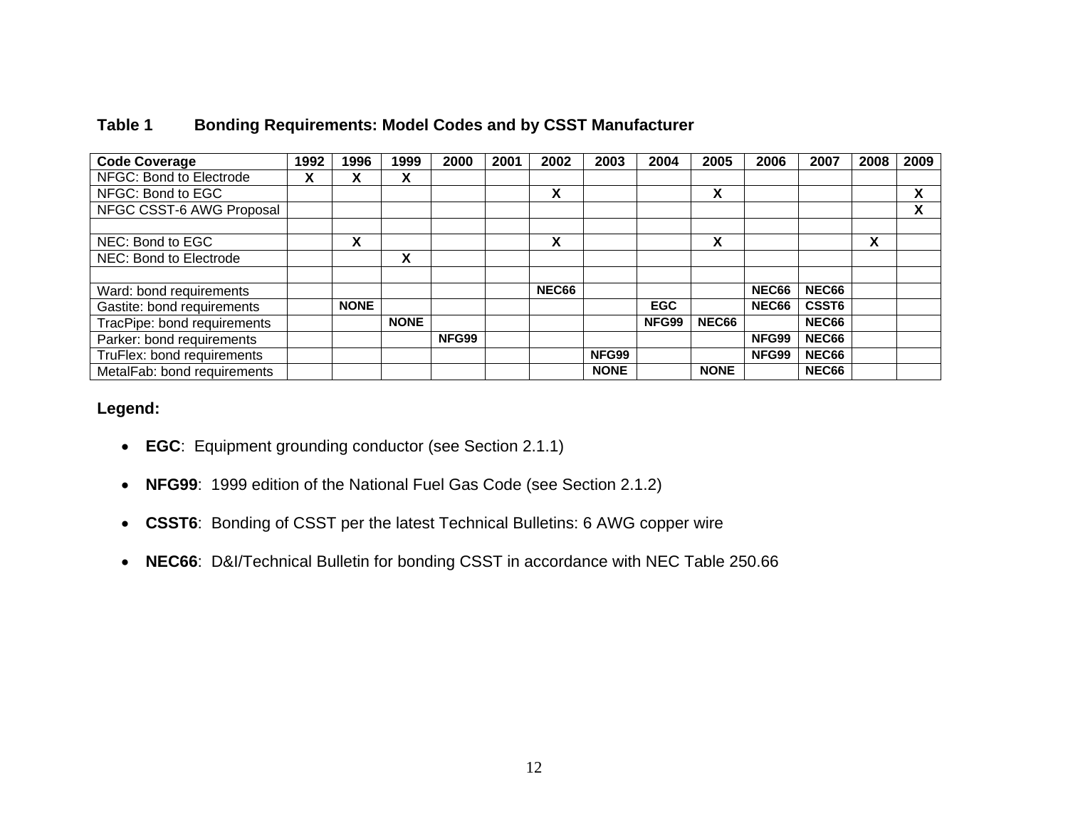**Table 1 Bonding Requirements: Model Codes and by CSST Manufacturer**

| Code Coverage | 1992 | 1996 | 1999 | 2000 | 2001 | 2002 | 2003 | 2004 | 2005 | 2006 | 2007 | 2008 | 2009 |
|---|---|---|---|---|---|---|---|---|---|---|---|---|---|
| NFGC: Bond to Electrode | X | X | X | | | | | | | | | | |
| NFGC: Bond to EGC | | | | | | X | | | X | | | | X |
| NFGC CSST-6 AWG Proposal | | | | | | | | | | | | | X |
| | | | | | | | | | | | | | |
| NEC: Bond to EGC | | X | | | | X | | | X | | | X | |
| NEC: Bond to Electrode | | | X | | | | | | | | | | |
| | | | | | | | | | | | | | |
| Ward: bond requirements | | | | | | NEC66 | | | | NEC66 | NEC66 | | |
| Gastite: bond requirements | | NONE | | | | | | EGC | | NEC66 | CSST6 | | |
| TracPipe: bond requirements | | | NONE | | | | | NFG99 | NEC66 | | NEC66 | | |
| Parker: bond requirements | | | | NFG99 | | | | | | NFG99 | NEC66 | | |
| TruFlex: bond requirements | | | | | | | NFG99 | | | NFG99 | NEC66 | | |
| MetalFab: bond requirements | | | | | | | NONE | | NONE | | NEC66 | | |

**Legend:**

- **EGC**: Equipment grounding conductor (see Section 2.1.1)
- **NFG99**: 1999 edition of the National Fuel Gas Code (see Section 2.1.2)
- **CSST6**: Bonding of CSST per the latest Technical Bulletins: 6 AWG copper wire
- **NEC66**: D&I/Technical Bulletin for bonding CSST in accordance with NEC Table 250.66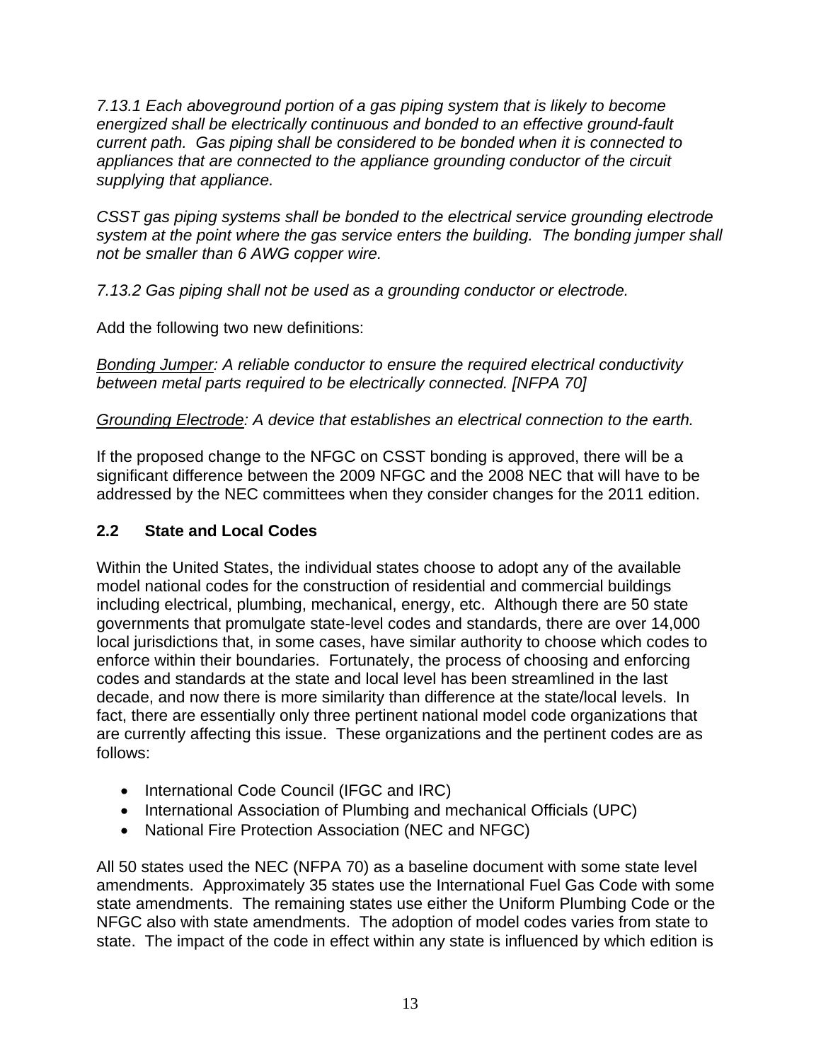*7.13.1 Each aboveground portion of a gas piping system that is likely to become energized shall be electrically continuous and bonded to an effective ground-fault current path. Gas piping shall be considered to be bonded when it is connected to appliances that are connected to the appliance grounding conductor of the circuit supplying that appliance.*

*CSST gas piping systems shall be bonded to the electrical service grounding electrode system at the point where the gas service enters the building. The bonding jumper shall not be smaller than 6 AWG copper wire.*

*7.13.2 Gas piping shall not be used as a grounding conductor or electrode.*

Add the following two new definitions:

*<u>Bonding Jumper</u>: A reliable conductor to ensure the required electrical conductivity between metal parts required to be electrically connected. [NFPA 70]*

*<u>Grounding Electrode</u>: A device that establishes an electrical connection to the earth.*

If the proposed change to the NFGC on CSST bonding is approved, there will be a significant difference between the 2009 NFGC and the 2008 NEC that will have to be addressed by the NEC committees when they consider changes for the 2011 edition.

## 2.2 State and Local Codes

Within the United States, the individual states choose to adopt any of the available model national codes for the construction of residential and commercial buildings including electrical, plumbing, mechanical, energy, etc. Although there are 50 state governments that promulgate state-level codes and standards, there are over 14,000 local jurisdictions that, in some cases, have similar authority to choose which codes to enforce within their boundaries. Fortunately, the process of choosing and enforcing codes and standards at the state and local level has been streamlined in the last decade, and now there is more similarity than difference at the state/local levels. In fact, there are essentially only three pertinent national model code organizations that are currently affecting this issue. These organizations and the pertinent codes are as follows:

- International Code Council (IFGC and IRC)
- International Association of Plumbing and mechanical Officials (UPC)
- National Fire Protection Association (NEC and NFGC)

All 50 states used the NEC (NFPA 70) as a baseline document with some state level amendments. Approximately 35 states use the International Fuel Gas Code with some state amendments. The remaining states use either the Uniform Plumbing Code or the NFGC also with state amendments. The adoption of model codes varies from state to state. The impact of the code in effect within any state is influenced by which edition is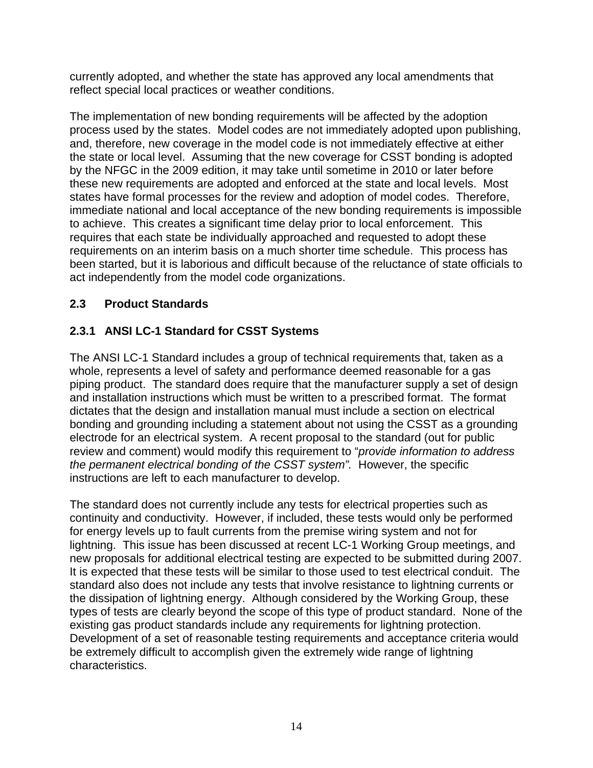currently adopted, and whether the state has approved any local amendments that reflect special local practices or weather conditions.

The implementation of new bonding requirements will be affected by the adoption process used by the states. Model codes are not immediately adopted upon publishing, and, therefore, new coverage in the model code is not immediately effective at either the state or local level. Assuming that the new coverage for CSST bonding is adopted by the NFGC in the 2009 edition, it may take until sometime in 2010 or later before these new requirements are adopted and enforced at the state and local levels. Most states have formal processes for the review and adoption of model codes. Therefore, immediate national and local acceptance of the new bonding requirements is impossible to achieve. This creates a significant time delay prior to local enforcement. This requires that each state be individually approached and requested to adopt these requirements on an interim basis on a much shorter time schedule. This process has been started, but it is laborious and difficult because of the reluctance of state officials to act independently from the model code organizations.

## 2.3 Product Standards

### 2.3.1 ANSI LC-1 Standard for CSST Systems

The ANSI LC-1 Standard includes a group of technical requirements that, taken as a whole, represents a level of safety and performance deemed reasonable for a gas piping product. The standard does require that the manufacturer supply a set of design and installation instructions which must be written to a prescribed format. The format dictates that the design and installation manual must include a section on electrical bonding and grounding including a statement about not using the CSST as a grounding electrode for an electrical system. A recent proposal to the standard (out for public review and comment) would modify this requirement to "*provide information to address the permanent electrical bonding of the CSST system".* However, the specific instructions are left to each manufacturer to develop.

The standard does not currently include any tests for electrical properties such as continuity and conductivity. However, if included, these tests would only be performed for energy levels up to fault currents from the premise wiring system and not for lightning. This issue has been discussed at recent LC-1 Working Group meetings, and new proposals for additional electrical testing are expected to be submitted during 2007. It is expected that these tests will be similar to those used to test electrical conduit. The standard also does not include any tests that involve resistance to lightning currents or the dissipation of lightning energy. Although considered by the Working Group, these types of tests are clearly beyond the scope of this type of product standard. None of the existing gas product standards include any requirements for lightning protection. Development of a set of reasonable testing requirements and acceptance criteria would be extremely difficult to accomplish given the extremely wide range of lightning characteristics.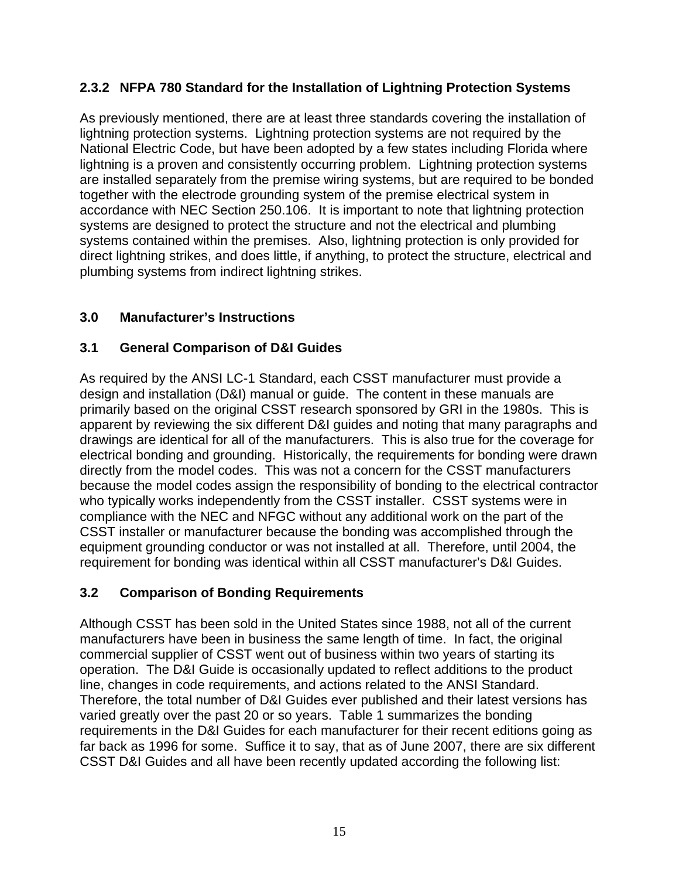### 2.3.2 NFPA 780 Standard for the Installation of Lightning Protection Systems

As previously mentioned, there are at least three standards covering the installation of lightning protection systems. Lightning protection systems are not required by the National Electric Code, but have been adopted by a few states including Florida where lightning is a proven and consistently occurring problem. Lightning protection systems are installed separately from the premise wiring systems, but are required to be bonded together with the electrode grounding system of the premise electrical system in accordance with NEC Section 250.106. It is important to note that lightning protection systems are designed to protect the structure and not the electrical and plumbing systems contained within the premises. Also, lightning protection is only provided for direct lightning strikes, and does little, if anything, to protect the structure, electrical and plumbing systems from indirect lightning strikes.

## 3.0 Manufacturer's Instructions

### 3.1 General Comparison of D&I Guides

As required by the ANSI LC-1 Standard, each CSST manufacturer must provide a design and installation (D&I) manual or guide. The content in these manuals are primarily based on the original CSST research sponsored by GRI in the 1980s. This is apparent by reviewing the six different D&I guides and noting that many paragraphs and drawings are identical for all of the manufacturers. This is also true for the coverage for electrical bonding and grounding. Historically, the requirements for bonding were drawn directly from the model codes. This was not a concern for the CSST manufacturers because the model codes assign the responsibility of bonding to the electrical contractor who typically works independently from the CSST installer. CSST systems were in compliance with the NEC and NFGC without any additional work on the part of the CSST installer or manufacturer because the bonding was accomplished through the equipment grounding conductor or was not installed at all. Therefore, until 2004, the requirement for bonding was identical within all CSST manufacturer's D&I Guides.

### 3.2 Comparison of Bonding Requirements

Although CSST has been sold in the United States since 1988, not all of the current manufacturers have been in business the same length of time. In fact, the original commercial supplier of CSST went out of business within two years of starting its operation. The D&I Guide is occasionally updated to reflect additions to the product line, changes in code requirements, and actions related to the ANSI Standard. Therefore, the total number of D&I Guides ever published and their latest versions has varied greatly over the past 20 or so years. Table 1 summarizes the bonding requirements in the D&I Guides for each manufacturer for their recent editions going as far back as 1996 for some. Suffice it to say, that as of June 2007, there are six different CSST D&I Guides and all have been recently updated according the following list: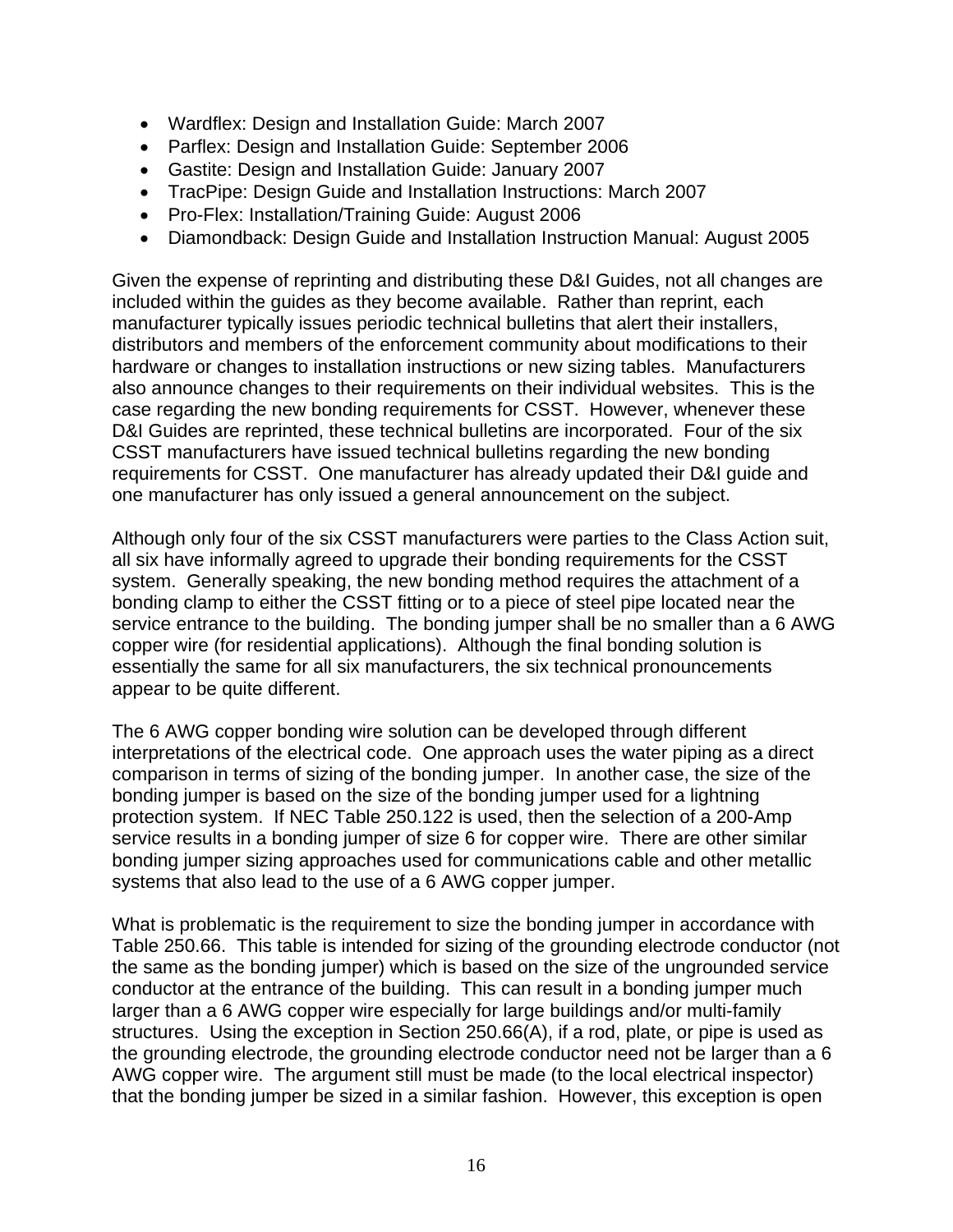- Wardflex: Design and Installation Guide: March 2007
- Parflex: Design and Installation Guide: September 2006
- Gastite: Design and Installation Guide: January 2007
- TracPipe: Design Guide and Installation Instructions: March 2007
- Pro-Flex: Installation/Training Guide: August 2006
- Diamondback: Design Guide and Installation Instruction Manual: August 2005

Given the expense of reprinting and distributing these D&I Guides, not all changes are included within the guides as they become available. Rather than reprint, each manufacturer typically issues periodic technical bulletins that alert their installers, distributors and members of the enforcement community about modifications to their hardware or changes to installation instructions or new sizing tables. Manufacturers also announce changes to their requirements on their individual websites. This is the case regarding the new bonding requirements for CSST. However, whenever these D&I Guides are reprinted, these technical bulletins are incorporated. Four of the six CSST manufacturers have issued technical bulletins regarding the new bonding requirements for CSST. One manufacturer has already updated their D&I guide and one manufacturer has only issued a general announcement on the subject.

Although only four of the six CSST manufacturers were parties to the Class Action suit, all six have informally agreed to upgrade their bonding requirements for the CSST system. Generally speaking, the new bonding method requires the attachment of a bonding clamp to either the CSST fitting or to a piece of steel pipe located near the service entrance to the building. The bonding jumper shall be no smaller than a 6 AWG copper wire (for residential applications). Although the final bonding solution is essentially the same for all six manufacturers, the six technical pronouncements appear to be quite different.

The 6 AWG copper bonding wire solution can be developed through different interpretations of the electrical code. One approach uses the water piping as a direct comparison in terms of sizing of the bonding jumper. In another case, the size of the bonding jumper is based on the size of the bonding jumper used for a lightning protection system. If NEC Table 250.122 is used, then the selection of a 200-Amp service results in a bonding jumper of size 6 for copper wire. There are other similar bonding jumper sizing approaches used for communications cable and other metallic systems that also lead to the use of a 6 AWG copper jumper.

What is problematic is the requirement to size the bonding jumper in accordance with Table 250.66. This table is intended for sizing of the grounding electrode conductor (not the same as the bonding jumper) which is based on the size of the ungrounded service conductor at the entrance of the building. This can result in a bonding jumper much larger than a 6 AWG copper wire especially for large buildings and/or multi-family structures. Using the exception in Section 250.66(A), if a rod, plate, or pipe is used as the grounding electrode, the grounding electrode conductor need not be larger than a 6 AWG copper wire. The argument still must be made (to the local electrical inspector) that the bonding jumper be sized in a similar fashion. However, this exception is open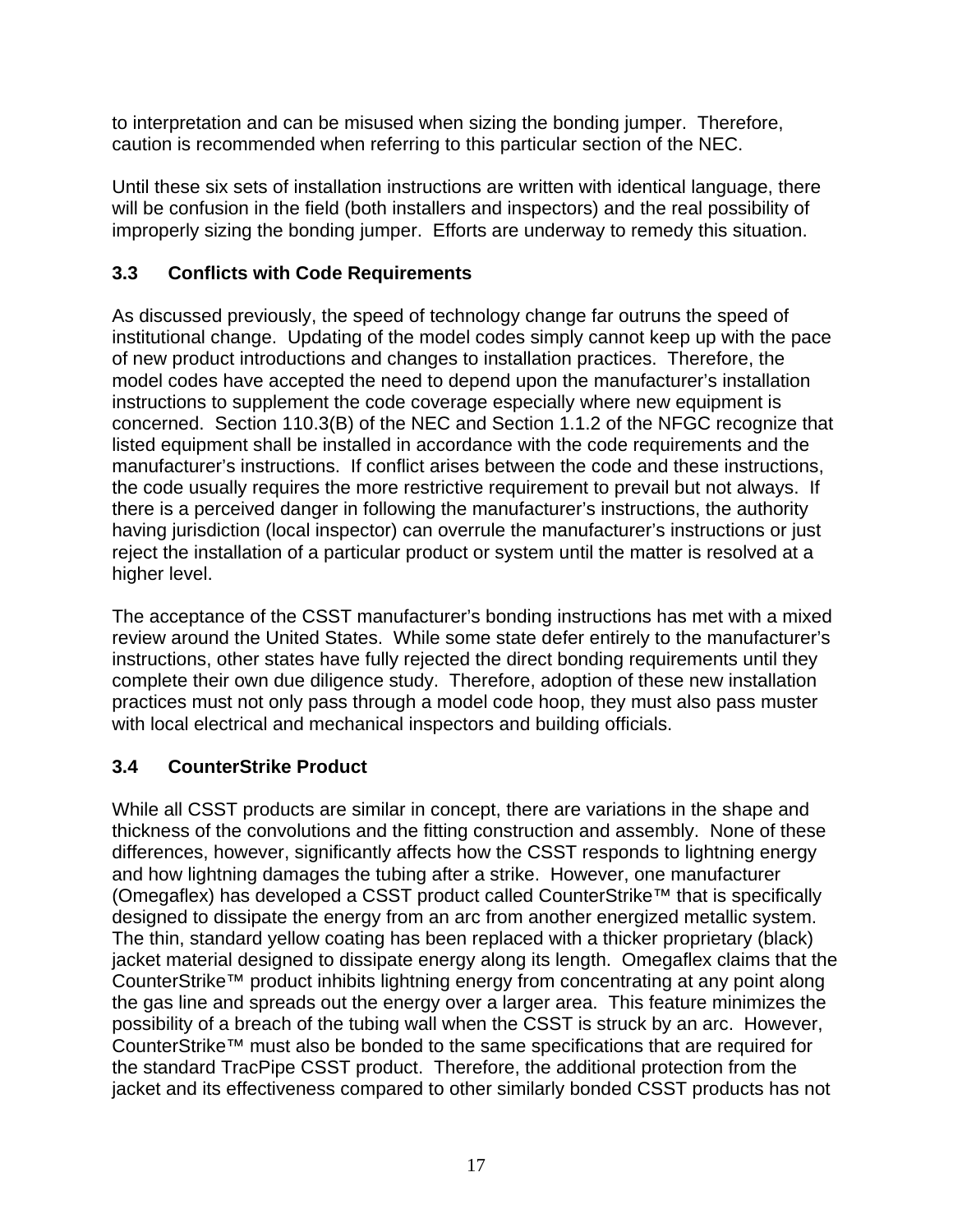to interpretation and can be misused when sizing the bonding jumper. Therefore, caution is recommended when referring to this particular section of the NEC.

Until these six sets of installation instructions are written with identical language, there will be confusion in the field (both installers and inspectors) and the real possibility of improperly sizing the bonding jumper. Efforts are underway to remedy this situation.

### 3.3 Conflicts with Code Requirements

As discussed previously, the speed of technology change far outruns the speed of institutional change. Updating of the model codes simply cannot keep up with the pace of new product introductions and changes to installation practices. Therefore, the model codes have accepted the need to depend upon the manufacturer's installation instructions to supplement the code coverage especially where new equipment is concerned. Section 110.3(B) of the NEC and Section 1.1.2 of the NFGC recognize that listed equipment shall be installed in accordance with the code requirements and the manufacturer's instructions. If conflict arises between the code and these instructions, the code usually requires the more restrictive requirement to prevail but not always. If there is a perceived danger in following the manufacturer's instructions, the authority having jurisdiction (local inspector) can overrule the manufacturer's instructions or just reject the installation of a particular product or system until the matter is resolved at a higher level.

The acceptance of the CSST manufacturer's bonding instructions has met with a mixed review around the United States. While some state defer entirely to the manufacturer's instructions, other states have fully rejected the direct bonding requirements until they complete their own due diligence study. Therefore, adoption of these new installation practices must not only pass through a model code hoop, they must also pass muster with local electrical and mechanical inspectors and building officials.

### 3.4 CounterStrike Product

While all CSST products are similar in concept, there are variations in the shape and thickness of the convolutions and the fitting construction and assembly. None of these differences, however, significantly affects how the CSST responds to lightning energy and how lightning damages the tubing after a strike. However, one manufacturer (Omegaflex) has developed a CSST product called CounterStrike™ that is specifically designed to dissipate the energy from an arc from another energized metallic system. The thin, standard yellow coating has been replaced with a thicker proprietary (black) jacket material designed to dissipate energy along its length. Omegaflex claims that the CounterStrike™ product inhibits lightning energy from concentrating at any point along the gas line and spreads out the energy over a larger area. This feature minimizes the possibility of a breach of the tubing wall when the CSST is struck by an arc. However, CounterStrike™ must also be bonded to the same specifications that are required for the standard TracPipe CSST product. Therefore, the additional protection from the jacket and its effectiveness compared to other similarly bonded CSST products has not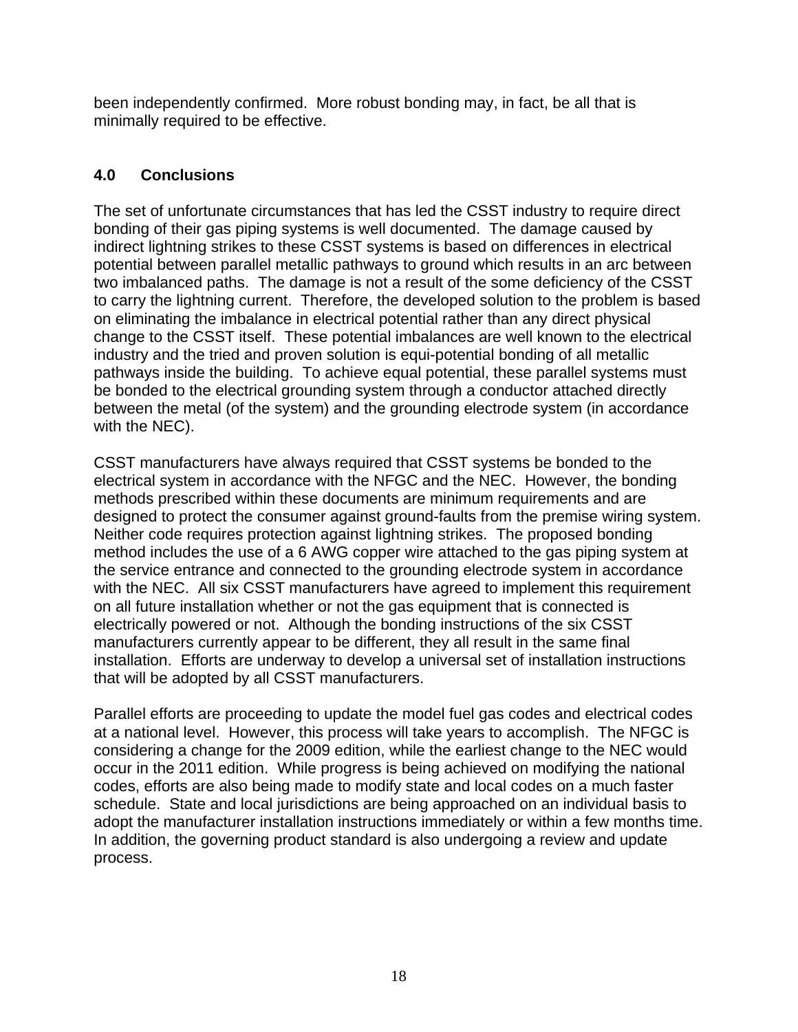been independently confirmed. More robust bonding may, in fact, be all that is minimally required to be effective.

## 4.0 Conclusions

The set of unfortunate circumstances that has led the CSST industry to require direct bonding of their gas piping systems is well documented. The damage caused by indirect lightning strikes to these CSST systems is based on differences in electrical potential between parallel metallic pathways to ground which results in an arc between two imbalanced paths. The damage is not a result of the some deficiency of the CSST to carry the lightning current. Therefore, the developed solution to the problem is based on eliminating the imbalance in electrical potential rather than any direct physical change to the CSST itself. These potential imbalances are well known to the electrical industry and the tried and proven solution is equi-potential bonding of all metallic pathways inside the building. To achieve equal potential, these parallel systems must be bonded to the electrical grounding system through a conductor attached directly between the metal (of the system) and the grounding electrode system (in accordance with the NEC).

CSST manufacturers have always required that CSST systems be bonded to the electrical system in accordance with the NFGC and the NEC. However, the bonding methods prescribed within these documents are minimum requirements and are designed to protect the consumer against ground-faults from the premise wiring system. Neither code requires protection against lightning strikes. The proposed bonding method includes the use of a 6 AWG copper wire attached to the gas piping system at the service entrance and connected to the grounding electrode system in accordance with the NEC. All six CSST manufacturers have agreed to implement this requirement on all future installation whether or not the gas equipment that is connected is electrically powered or not. Although the bonding instructions of the six CSST manufacturers currently appear to be different, they all result in the same final installation. Efforts are underway to develop a universal set of installation instructions that will be adopted by all CSST manufacturers.

Parallel efforts are proceeding to update the model fuel gas codes and electrical codes at a national level. However, this process will take years to accomplish. The NFGC is considering a change for the 2009 edition, while the earliest change to the NEC would occur in the 2011 edition. While progress is being achieved on modifying the national codes, efforts are also being made to modify state and local codes on a much faster schedule. State and local jurisdictions are being approached on an individual basis to adopt the manufacturer installation instructions immediately or within a few months time. In addition, the governing product standard is also undergoing a review and update process.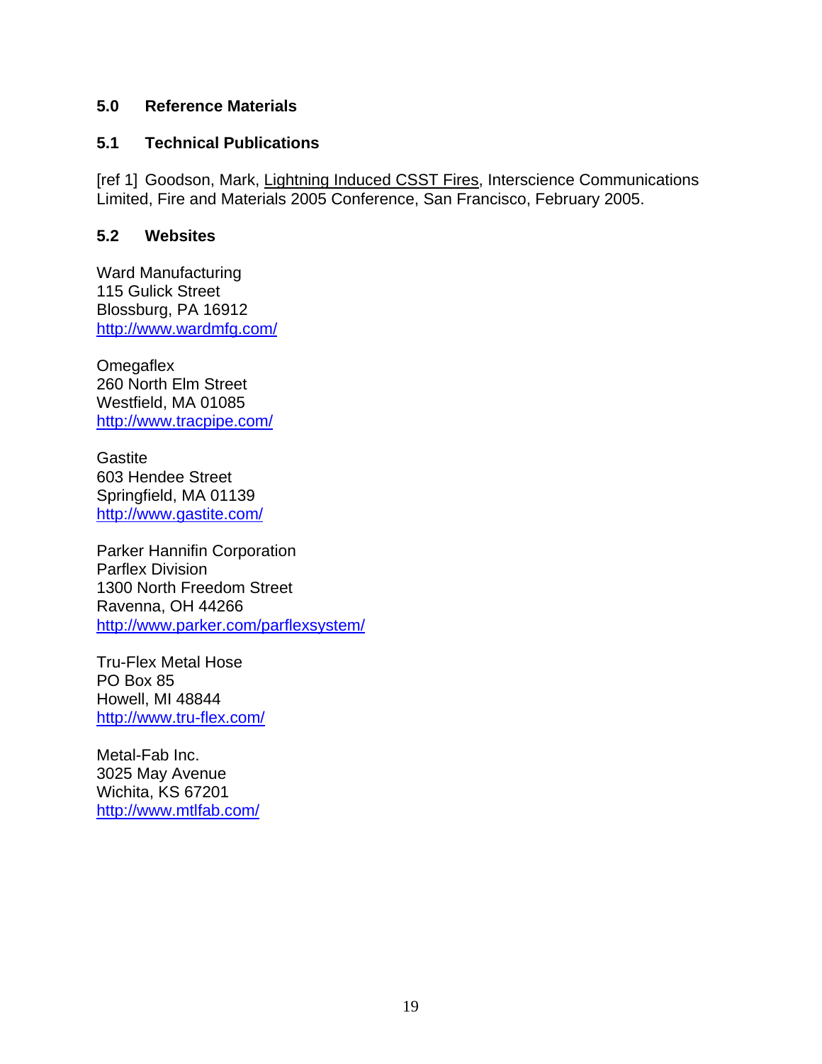## 5.0 Reference Materials

### 5.1 Technical Publications

[ref 1] Goodson, Mark, Lightning Induced CSST Fires, Interscience Communications Limited, Fire and Materials 2005 Conference, San Francisco, February 2005.

### 5.2 Websites

Ward Manufacturing
115 Gulick Street
Blossburg, PA 16912
http://www.wardmfg.com/

Omegaflex
260 North Elm Street
Westfield, MA 01085
http://www.tracpipe.com/

Gastite
603 Hendee Street
Springfield, MA 01139
http://www.gastite.com/

Parker Hannifin Corporation
Parflex Division
1300 North Freedom Street
Ravenna, OH 44266
http://www.parker.com/parflexsystem/

Tru-Flex Metal Hose
PO Box 85
Howell, MI 48844
http://www.tru-flex.com/

Metal-Fab Inc.
3025 May Avenue
Wichita, KS 67201
http://www.mtlfab.com/